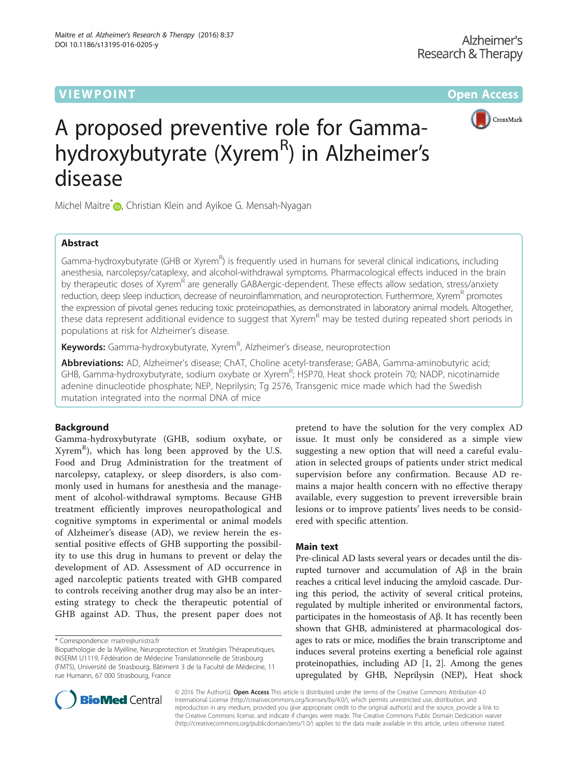VIEWPOINT

Open Access

# A proposed preventive role for Gamma-hydroxybutyrate (Xyrem[R]) in Alzheimer's disease

Michel Maitre*, Christian Klein and Ayikoe G. Mensah-Nyagan

## Abstract

Gamma-hydroxybutyrate (GHB or Xyrem[R]) is frequently used in humans for several clinical indications, including anesthesia, narcolepsy/cataplexy, and alcohol-withdrawal symptoms. Pharmacological effects induced in the brain by therapeutic doses of Xyrem[R] are generally GABAergic-dependent. These effects allow sedation, stress/anxiety reduction, deep sleep induction, decrease of neuroinflammation, and neuroprotection. Furthermore, Xyrem[R] promotes the expression of pivotal genes reducing toxic proteinopathies, as demonstrated in laboratory animal models. Altogether, these data represent additional evidence to suggest that Xyrem[R] may be tested during repeated short periods in populations at risk for Alzheimer's disease.

**Keywords:** Gamma-hydroxybutyrate, Xyrem[R], Alzheimer's disease, neuroprotection

**Abbreviations:** AD, Alzheimer's disease; ChAT, Choline acetyl-transferase; GABA, Gamma-aminobutyric acid; GHB, Gamma-hydroxybutyrate, sodium oxybate or Xyrem[R]; HSP70, Heat shock protein 70; NADP, nicotinamide adenine dinucleotide phosphate; NEP, Neprilysin; Tg 2576, Transgenic mice made which had the Swedish mutation integrated into the normal DNA of mice

## Background

Gamma-hydroxybutyrate (GHB, sodium oxybate, or Xyrem[R]), which has long been approved by the U.S. Food and Drug Administration for the treatment of narcolepsy, cataplexy, or sleep disorders, is also commonly used in humans for anesthesia and the management of alcohol-withdrawal symptoms. Because GHB treatment efficiently improves neuropathological and cognitive symptoms in experimental or animal models of Alzheimer's disease (AD), we review herein the essential positive effects of GHB supporting the possibility to use this drug in humans to prevent or delay the development of AD. Assessment of AD occurrence in aged narcoleptic patients treated with GHB compared to controls receiving another drug may also be an interesting strategy to check the therapeutic potential of GHB against AD. Thus, the present paper does not pretend to have the solution for the very complex AD issue. It must only be considered as a simple view suggesting a new option that will need a careful evaluation in selected groups of patients under strict medical supervision before any confirmation. Because AD remains a major health concern with no effective therapy available, every suggestion to prevent irreversible brain lesions or to improve patients' lives needs to be considered with specific attention.

\* Correspondence: maitre@unistra.fr

Biopathologie de la Myéline, Neuroprotection et Stratégies Thérapeutiques, INSERM U1119, Fédération de Médecine Translationnelle de Strasbourg (FMTS), Université de Strasbourg, Bâtiment 3 de la Faculté de Médecine, 11 rue Humann, 67 000 Strasbourg, France

## Main text

Pre-clinical AD lasts several years or decades until the disrupted turnover and accumulation of Aβ in the brain reaches a critical level inducing the amyloid cascade. During this period, the activity of several critical proteins, regulated by multiple inherited or environmental factors, participates in the homeostasis of Aβ. It has recently been shown that GHB, administered at pharmacological dosages to rats or mice, modifies the brain transcriptome and induces several proteins exerting a beneficial role against proteinopathies, including AD [1, 2]. Among the genes upregulated by GHB, Neprilysin (NEP), Heat shock

© 2016 The Author(s). **Open Access** This article is distributed under the terms of the Creative Commons Attribution 4.0 International License (http://creativecommons.org/licenses/by/4.0/), which permits unrestricted use, distribution, and reproduction in any medium, provided you give appropriate credit to the original author(s) and the source, provide a link to the Creative Commons license, and indicate if changes were made. The Creative Commons Public Domain Dedication waiver (http://creativecommons.org/publicdomain/zero/1.0/) applies to the data made available in this article, unless otherwise stated.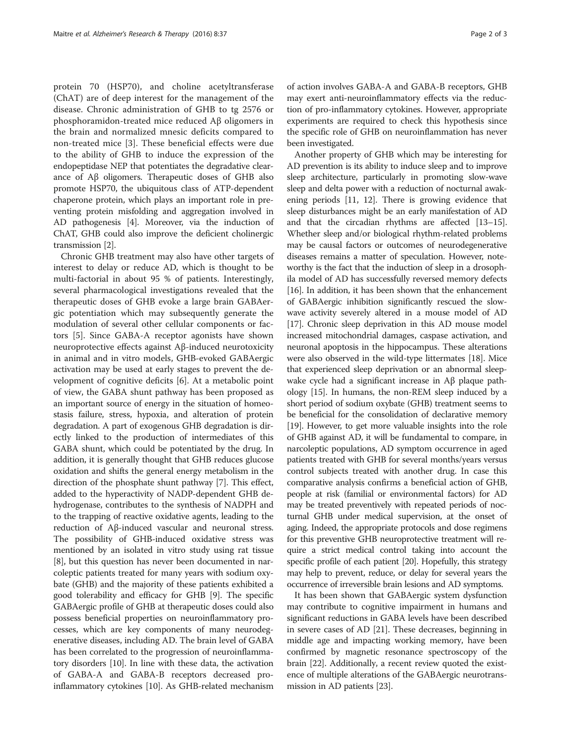protein 70 (HSP70), and choline acetyltransferase (ChAT) are of deep interest for the management of the disease. Chronic administration of GHB to tg 2576 or phosphoramidon-treated mice reduced Aβ oligomers in the brain and normalized mnesic deficits compared to non-treated mice [3]. These beneficial effects were due to the ability of GHB to induce the expression of the endopeptidase NEP that potentiates the degradative clearance of Aβ oligomers. Therapeutic doses of GHB also promote HSP70, the ubiquitous class of ATP-dependent chaperone protein, which plays an important role in preventing protein misfolding and aggregation involved in AD pathogenesis [4]. Moreover, via the induction of ChAT, GHB could also improve the deficient cholinergic transmission [2].

Chronic GHB treatment may also have other targets of interest to delay or reduce AD, which is thought to be multi-factorial in about 95 % of patients. Interestingly, several pharmacological investigations revealed that the therapeutic doses of GHB evoke a large brain GABAergic potentiation which may subsequently generate the modulation of several other cellular components or factors [5]. Since GABA-A receptor agonists have shown neuroprotective effects against Aβ-induced neurotoxicity in animal and in vitro models, GHB-evoked GABAergic activation may be used at early stages to prevent the development of cognitive deficits [6]. At a metabolic point of view, the GABA shunt pathway has been proposed as an important source of energy in the situation of homeostasis failure, stress, hypoxia, and alteration of protein degradation. A part of exogenous GHB degradation is directly linked to the production of intermediates of this GABA shunt, which could be potentiated by the drug. In addition, it is generally thought that GHB reduces glucose oxidation and shifts the general energy metabolism in the direction of the phosphate shunt pathway [7]. This effect, added to the hyperactivity of NADP-dependent GHB dehydrogenase, contributes to the synthesis of NADPH and to the trapping of reactive oxidative agents, leading to the reduction of Aβ-induced vascular and neuronal stress. The possibility of GHB-induced oxidative stress was mentioned by an isolated in vitro study using rat tissue [8], but this question has never been documented in narcoleptic patients treated for many years with sodium oxybate (GHB) and the majority of these patients exhibited a good tolerability and efficacy for GHB [9]. The specific GABAergic profile of GHB at therapeutic doses could also possess beneficial properties on neuroinflammatory processes, which are key components of many neurodegenerative diseases, including AD. The brain level of GABA has been correlated to the progression of neuroinflammatory disorders [10]. In line with these data, the activation of GABA-A and GABA-B receptors decreased pro-inflammatory cytokines [10]. As GHB-related mechanism of action involves GABA-A and GABA-B receptors, GHB may exert anti-neuroinflammatory effects via the reduction of pro-inflammatory cytokines. However, appropriate experiments are required to check this hypothesis since the specific role of GHB on neuroinflammation has never been investigated.

Another property of GHB which may be interesting for AD prevention is its ability to induce sleep and to improve sleep architecture, particularly in promoting slow-wave sleep and delta power with a reduction of nocturnal awakening periods [11, 12]. There is growing evidence that sleep disturbances might be an early manifestation of AD and that the circadian rhythms are affected [13–15]. Whether sleep and/or biological rhythm-related problems may be causal factors or outcomes of neurodegenerative diseases remains a matter of speculation. However, noteworthy is the fact that the induction of sleep in a drosophila model of AD has successfully reversed memory defects [16]. In addition, it has been shown that the enhancement of GABAergic inhibition significantly rescued the slow-wave activity severely altered in a mouse model of AD [17]. Chronic sleep deprivation in this AD mouse model increased mitochondrial damages, caspase activation, and neuronal apoptosis in the hippocampus. These alterations were also observed in the wild-type littermates [18]. Mice that experienced sleep deprivation or an abnormal sleep-wake cycle had a significant increase in Aβ plaque pathology [15]. In humans, the non-REM sleep induced by a short period of sodium oxybate (GHB) treatment seems to be beneficial for the consolidation of declarative memory [19]. However, to get more valuable insights into the role of GHB against AD, it will be fundamental to compare, in narcoleptic populations, AD symptom occurrence in aged patients treated with GHB for several months/years versus control subjects treated with another drug. In case this comparative analysis confirms a beneficial action of GHB, people at risk (familial or environmental factors) for AD may be treated preventively with repeated periods of nocturnal GHB under medical supervision, at the onset of aging. Indeed, the appropriate protocols and dose regimens for this preventive GHB neuroprotective treatment will require a strict medical control taking into account the specific profile of each patient [20]. Hopefully, this strategy may help to prevent, reduce, or delay for several years the occurrence of irreversible brain lesions and AD symptoms.

It has been shown that GABAergic system dysfunction may contribute to cognitive impairment in humans and significant reductions in GABA levels have been described in severe cases of AD [21]. These decreases, beginning in middle age and impacting working memory, have been confirmed by magnetic resonance spectroscopy of the brain [22]. Additionally, a recent review quoted the existence of multiple alterations of the GABAergic neurotransmission in AD patients [23].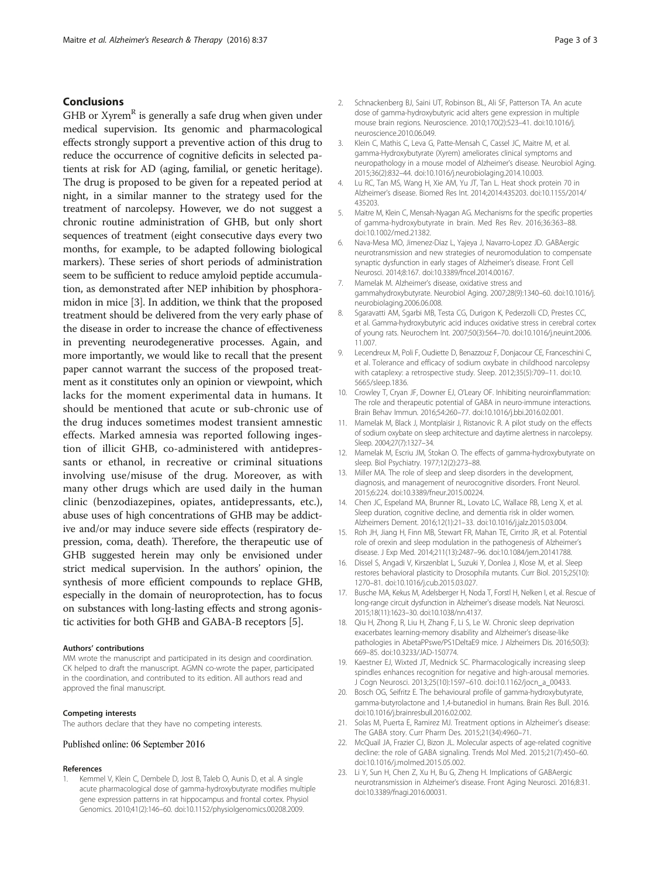## Conclusions

GHB or Xyrem[R] is generally a safe drug when given under medical supervision. Its genomic and pharmacological effects strongly support a preventive action of this drug to reduce the occurrence of cognitive deficits in selected patients at risk for AD (aging, familial, or genetic heritage). The drug is proposed to be given for a repeated period at night, in a similar manner to the strategy used for the treatment of narcolepsy. However, we do not suggest a chronic routine administration of GHB, but only short sequences of treatment (eight consecutive days every two months, for example, to be adapted following biological markers). These series of short periods of administration seem to be sufficient to reduce amyloid peptide accumulation, as demonstrated after NEP inhibition by phosphoramidon in mice [3]. In addition, we think that the proposed treatment should be delivered from the very early phase of the disease in order to increase the chance of effectiveness in preventing neurodegenerative processes. Again, and more importantly, we would like to recall that the present paper cannot warrant the success of the proposed treatment as it constitutes only an opinion or viewpoint, which lacks for the moment experimental data in humans. It should be mentioned that acute or sub-chronic use of the drug induces sometimes modest transient amnestic effects. Marked amnesia was reported following ingestion of illicit GHB, co-administered with antidepressants or ethanol, in recreative or criminal situations involving use/misuse of the drug. Moreover, as with many other drugs which are used daily in the human clinic (benzodiazepines, opiates, antidepressants, etc.), abuse uses of high concentrations of GHB may be addictive and/or may induce severe side effects (respiratory depression, coma, death). Therefore, the therapeutic use of GHB suggested herein may only be envisioned under strict medical supervision. In the authors' opinion, the synthesis of more efficient compounds to replace GHB, especially in the domain of neuroprotection, has to focus on substances with long-lasting effects and strong agonistic activities for both GHB and GABA-B receptors [5].

#### Authors' contributions

MM wrote the manuscript and participated in its design and coordination. CK helped to draft the manuscript. AGMN co-wrote the paper, participated in the coordination, and contributed to its edition. All authors read and approved the final manuscript.

#### Competing interests

The authors declare that they have no competing interests.

Published online: 06 September 2016

#### References

1. Kemmel V, Klein C, Dembele D, Jost B, Taleb O, Aunis D, et al. A single acute pharmacological dose of gamma-hydroxybutyrate modifies multiple gene expression patterns in rat hippocampus and frontal cortex. Physiol Genomics. 2010;41(2):146–60. doi:10.1152/physiolgenomics.00208.2009.
2. Schnackenberg BJ, Saini UT, Robinson BL, Ali SF, Patterson TA. An acute dose of gamma-hydroxybutyric acid alters gene expression in multiple mouse brain regions. Neuroscience. 2010;170(2):523–41. doi:10.1016/j.neuroscience.2010.06.049.
3. Klein C, Mathis C, Leva G, Patte-Mensah C, Cassel JC, Maitre M, et al. gamma-Hydroxybutyrate (Xyrem) ameliorates clinical symptoms and neuropathology in a mouse model of Alzheimer's disease. Neurobiol Aging. 2015;36(2):832–44. doi:10.1016/j.neurobiolaging.2014.10.003.
4. Lu RC, Tan MS, Wang H, Xie AM, Yu JT, Tan L. Heat shock protein 70 in Alzheimer's disease. Biomed Res Int. 2014;2014:435203. doi:10.1155/2014/435203.
5. Maitre M, Klein C, Mensah-Nyagan AG. Mechanisms for the specific properties of gamma-hydroxybutyrate in brain. Med Res Rev. 2016;36:363–88. doi:10.1002/med.21382.
6. Nava-Mesa MO, Jimenez-Diaz L, Yajeya J, Navarro-Lopez JD. GABAergic neurotransmission and new strategies of neuromodulation to compensate synaptic dysfunction in early stages of Alzheimer's disease. Front Cell Neurosci. 2014;8:167. doi:10.3389/fncel.2014.00167.
7. Mamelak M. Alzheimer's disease, oxidative stress and gammahydroxybutyrate. Neurobiol Aging. 2007;28(9):1340–60. doi:10.1016/j.neurobiolaging.2006.06.008.
8. Sgaravatti AM, Sgarbi MB, Testa CG, Durigon K, Pederzolli CD, Prestes CC, et al. Gamma-hydroxybutyric acid induces oxidative stress in cerebral cortex of young rats. Neurochem Int. 2007;50(3):564–70. doi:10.1016/j.neuint.2006.11.007.
9. Lecendreux M, Poli F, Oudiette D, Benazzouz F, Donjacour CE, Franceschini C, et al. Tolerance and efficacy of sodium oxybate in childhood narcolepsy with cataplexy: a retrospective study. Sleep. 2012;35(5):709–11. doi:10.5665/sleep.1836.
10. Crowley T, Cryan JF, Downer EJ, O'Leary OF. Inhibiting neuroinflammation: The role and therapeutic potential of GABA in neuro-immune interactions. Brain Behav Immun. 2016;54:260–77. doi:10.1016/j.bbi.2016.02.001.
11. Mamelak M, Black J, Montplaisir J, Ristanovic R. A pilot study on the effects of sodium oxybate on sleep architecture and daytime alertness in narcolepsy. Sleep. 2004;27(7):1327–34.
12. Mamelak M, Escriu JM, Stokan O. The effects of gamma-hydroxybutyrate on sleep. Biol Psychiatry. 1977;12(2):273–88.
13. Miller MA. The role of sleep and sleep disorders in the development, diagnosis, and management of neurocognitive disorders. Front Neurol. 2015;6:224. doi:10.3389/fneur.2015.00224.
14. Chen JC, Espeland MA, Brunner RL, Lovato LC, Wallace RB, Leng X, et al. Sleep duration, cognitive decline, and dementia risk in older women. Alzheimers Dement. 2016;12(1):21–33. doi:10.1016/j.jalz.2015.03.004.
15. Roh JH, Jiang H, Finn MB, Stewart FR, Mahan TE, Cirrito JR, et al. Potential role of orexin and sleep modulation in the pathogenesis of Alzheimer's disease. J Exp Med. 2014;211(13):2487–96. doi:10.1084/jem.20141788.
16. Dissel S, Angadi V, Kirszenblat L, Suzuki Y, Donlea J, Klose M, et al. Sleep restores behavioral plasticity to Drosophila mutants. Curr Biol. 2015;25(10):1270–81. doi:10.1016/j.cub.2015.03.027.
17. Busche MA, Kekus M, Adelsberger H, Noda T, Forstl H, Nelken I, et al. Rescue of long-range circuit dysfunction in Alzheimer's disease models. Nat Neurosci. 2015;18(11):1623–30. doi:10.1038/nn.4137.
18. Qiu H, Zhong R, Liu H, Zhang F, Li S, Le W. Chronic sleep deprivation exacerbates learning-memory disability and Alzheimer's disease-like pathologies in AbetaPPswe/PS1DeltaE9 mice. J Alzheimers Dis. 2016;50(3):669–85. doi:10.3233/JAD-150774.
19. Kaestner EJ, Wixted JT, Mednick SC. Pharmacologically increasing sleep spindles enhances recognition for negative and high-arousal memories. J Cogn Neurosci. 2013;25(10):1597–610. doi:10.1162/jocn_a_00433.
20. Bosch OG, Seifritz E. The behavioural profile of gamma-hydroxybutyrate, gamma-butyrolactone and 1,4-butanediol in humans. Brain Res Bull. 2016. doi:10.1016/j.brainresbull.2016.02.002.
21. Solas M, Puerta E, Ramirez MJ. Treatment options in Alzheimer's disease: The GABA story. Curr Pharm Des. 2015;21(34):4960–71.
22. McQuail JA, Frazier CJ, Bizon JL. Molecular aspects of age-related cognitive decline: the role of GABA signaling. Trends Mol Med. 2015;21(7):450–60. doi:10.1016/j.molmed.2015.05.002.
23. Li Y, Sun H, Chen Z, Xu H, Bu G, Zheng H. Implications of GABAergic neurotransmission in Alzheimer's disease. Front Aging Neurosci. 2016;8:31. doi:10.3389/fnagi.2016.00031.